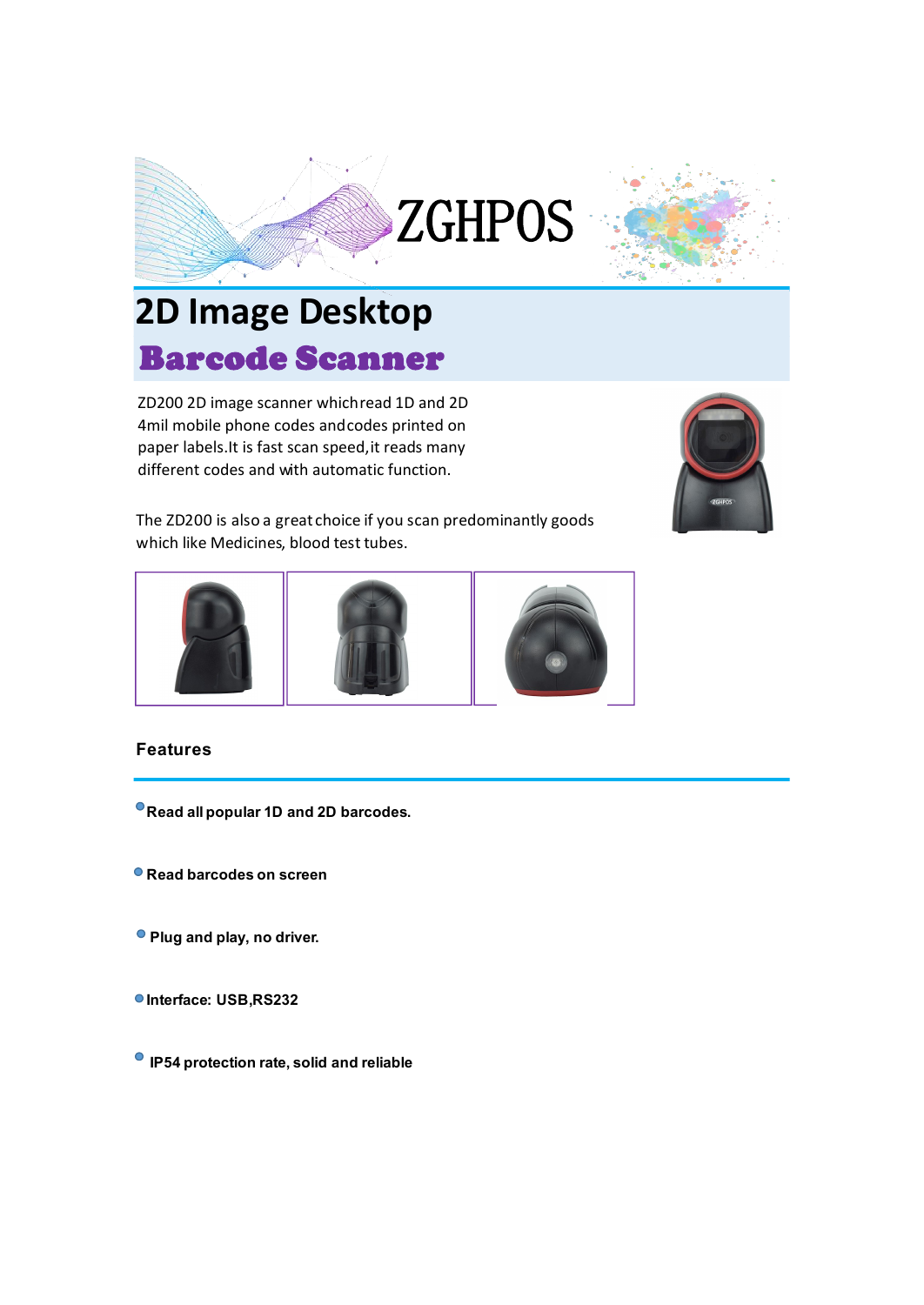ZGHPOS

# 2D Image Desktop

# Barcode Scanner

ZD200 2D image scanner whichread 1D and 2D 4mil mobile phone codes andcodes printed on paper labels.It is fast scan speed,it reads many different codes and with automatic function.

The ZD200 is also a great choice if you scan predominantly goods which like Medicines, blood test tubes.

## Features

- **Read all popular 1D and 2D barcodes.**
- **Read barcodes on screen**
- **Plug and play, no driver.**
- **Interface: USB,RS232**
- **IP54 protection rate, solid and reliable**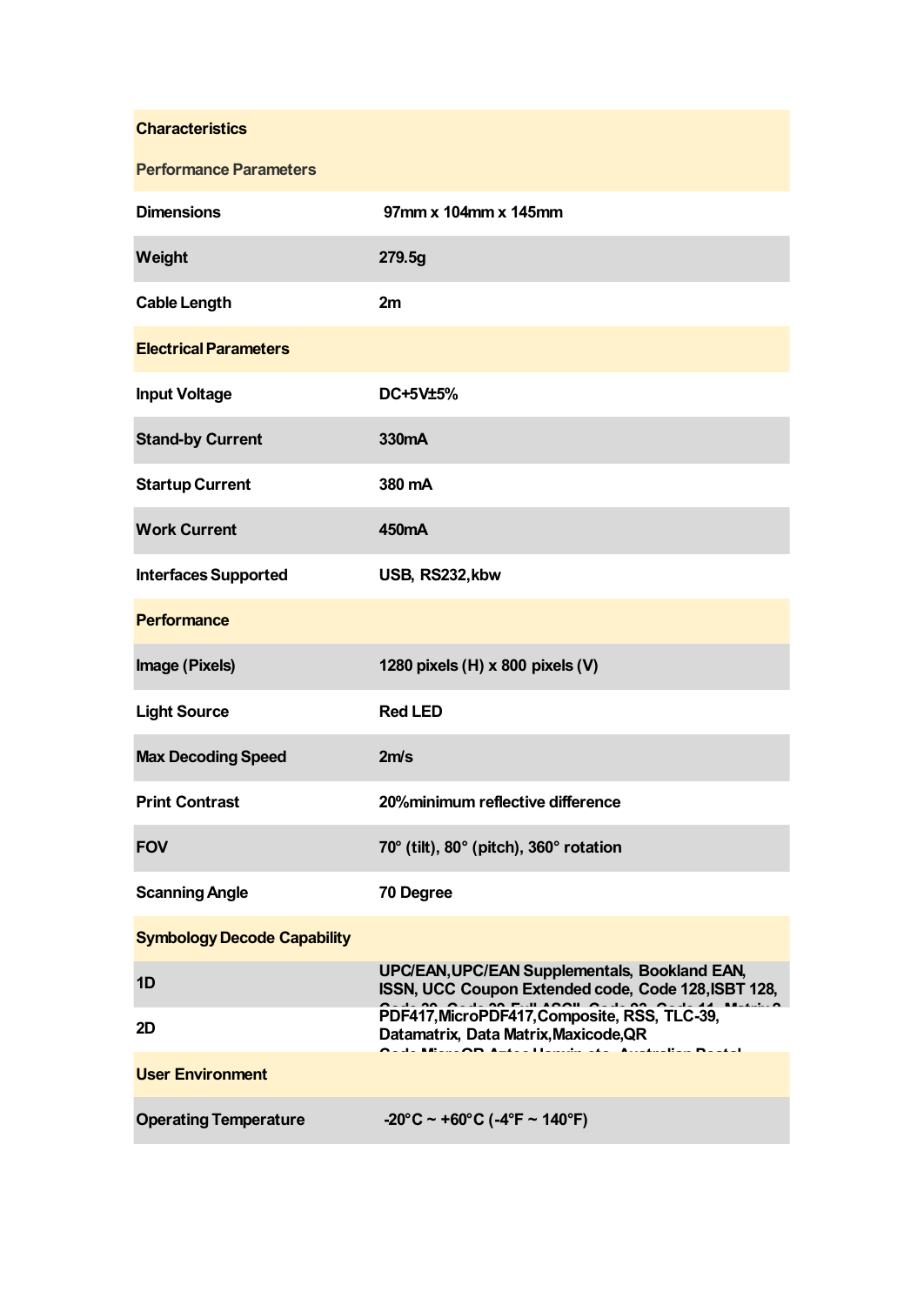| Characteristics | |
|---|---|
| **Performance Parameters** | |
| Dimensions | 97mm x 104mm x 145mm |
| Weight | 279.5g |
| Cable Length | 2m |
| **Electrical Parameters** | |
| Input Voltage | DC+5V±5% |
| Stand-by Current | 330mA |
| Startup Current | 380 mA |
| Work Current | 450mA |
| Interfaces Supported | USB, RS232,kbw |
| **Performance** | |
| Image (Pixels) | 1280 pixels (H) x 800 pixels (V) |
| Light Source | Red LED |
| Max Decoding Speed | 2m/s |
| Print Contrast | 20%minimum reflective difference |
| FOV | 70° (tilt), 80° (pitch), 360° rotation |
| Scanning Angle | 70 Degree |
| **Symbology Decode Capability** | |
| 1D | UPC/EAN,UPC/EAN Supplementals, Bookland EAN, ISSN, UCC Coupon Extended code, Code 128,ISBT 128, |
| 2D | PDF417,MicroPDF417,Composite, RSS, TLC-39, Datamatrix, Data Matrix,Maxicode,QR |
| **User Environment** | |
| Operating Temperature | -20°C ~ +60°C (-4°F ~ 140°F) |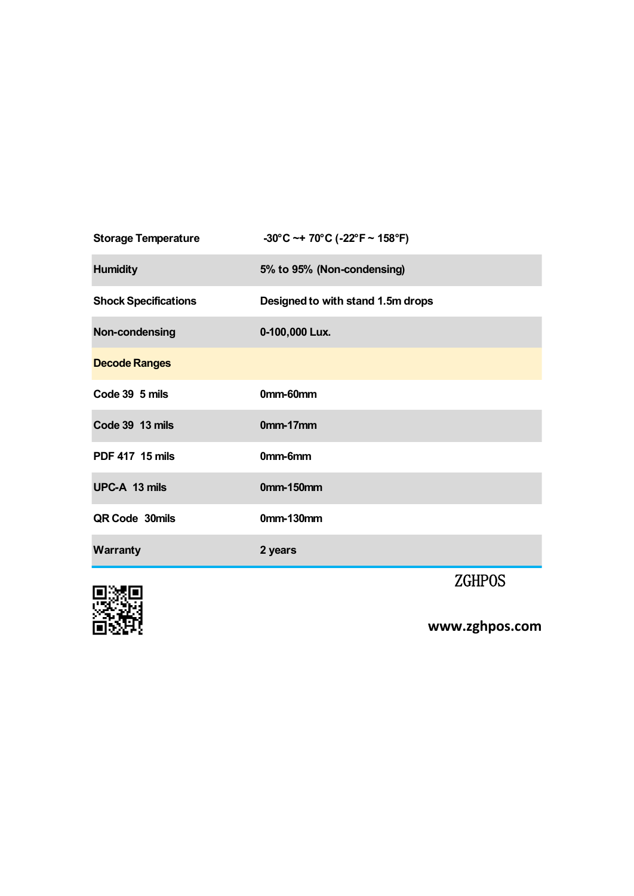| | |
|---|---|
| Storage Temperature | -30°C ~+ 70°C (-22°F ~ 158°F) |
| Humidity | 5% to 95% (Non-condensing) |
| Shock Specifications | Designed to with stand 1.5m drops |
| Non-condensing | 0-100,000 Lux. |
| **Decode Ranges** | |
| Code 39 5 mils | 0mm-60mm |
| Code 39 13 mils | 0mm-17mm |
| PDF 417 15 mils | 0mm-6mm |
| UPC-A 13 mils | 0mm-150mm |
| QR Code 30mils | 0mm-130mm |
| Warranty | 2 years |

ZGHPOS

www.zghpos.com